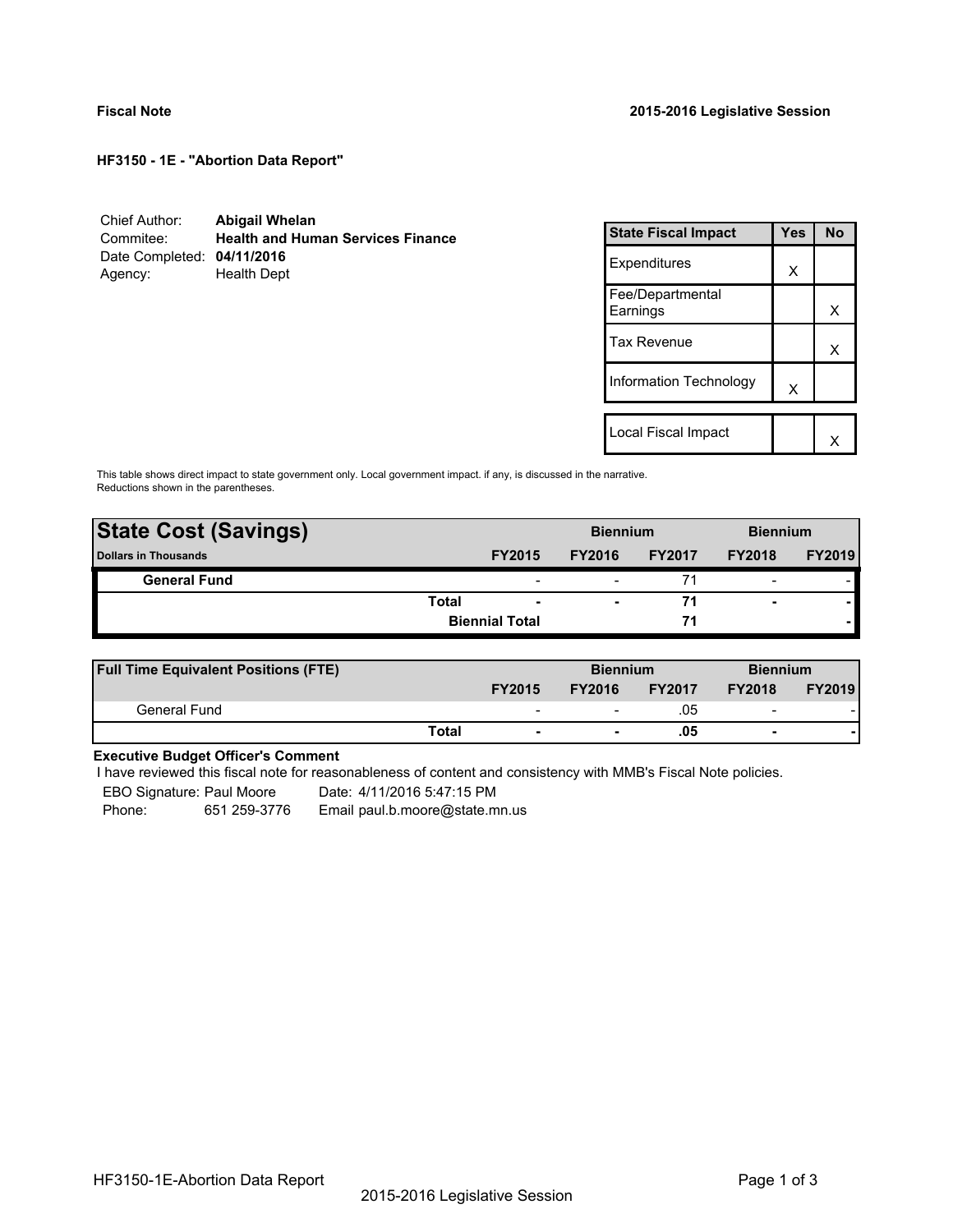**Fiscal Note** **2015-2016 Legislative Session**

**HF3150 - 1E - "Abortion Data Report"**

| | |
|---|---|
| Chief Author: | **Abigail Whelan** |
| Commitee: | **Health and Human Services Finance** |
| Date Completed: | **04/11/2016** |
| Agency: | Health Dept |

| State Fiscal Impact | Yes | No |
|---|---|---|
| Expenditures | X | |
| Fee/Departmental Earnings | | X |
| Tax Revenue | | X |
| Information Technology | X | |
| Local Fiscal Impact | | X |

This table shows direct impact to state government only. Local government impact. if any, is discussed in the narrative. Reductions shown in the parentheses.

| **State Cost (Savings)** | | Biennium | | Biennium | |
|---|---|---|---|---|---|
| **Dollars in Thousands** | **FY2015** | **FY2016** | **FY2017** | **FY2018** | **FY2019** |
| **General Fund** | - | - | 71 | - | - |
| **Total** | **-** | **-** | **71** | **-** | **-** |
| **Biennial Total** | | | **71** | | **-** |

| **Full Time Equivalent Positions (FTE)** | | Biennium | | Biennium | |
|---|---|---|---|---|---|
| | **FY2015** | **FY2016** | **FY2017** | **FY2018** | **FY2019** |
| General Fund | - | - | .05 | - | - |
| **Total** | **-** | **-** | **.05** | **-** | **-** |

**Executive Budget Officer's Comment**

I have reviewed this fiscal note for reasonableness of content and consistency with MMB's Fiscal Note policies.

EBO Signature: Paul Moore Date: 4/11/2016 5:47:15 PM

Phone: 651 259-3776 Email paul.b.moore@state.mn.us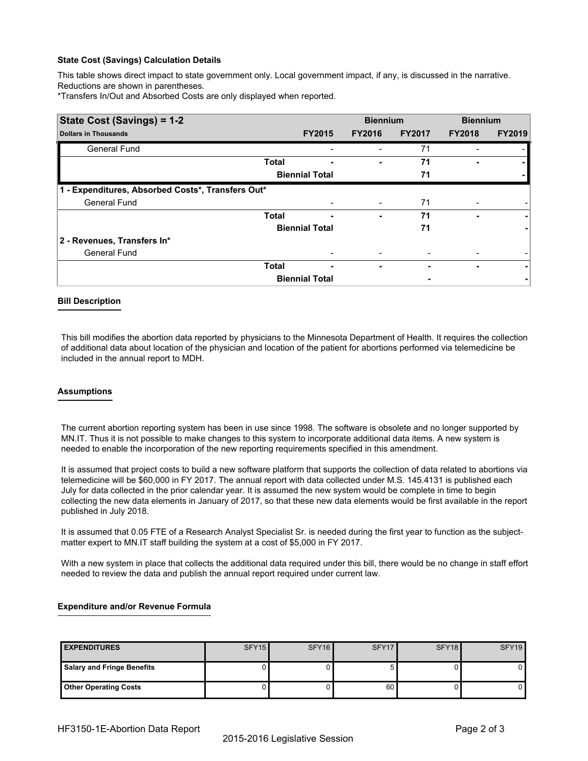**State Cost (Savings) Calculation Details**

This table shows direct impact to state government only. Local government impact, if any, is discussed in the narrative. Reductions are shown in parentheses.
*Transfers In/Out and Absorbed Costs are only displayed when reported.

| State Cost (Savings) = 1-2 | | | Biennium | | Biennium | |
|---|---|---|---|---|---|---|
| Dollars in Thousands | | FY2015 | FY2016 | FY2017 | FY2018 | FY2019 |
| General Fund | | - | - | 71 | - | - |
| | Total | - | - | 71 | - | - |
| | Biennial Total | | | 71 | | - |
| **1 - Expenditures, Absorbed Costs*, Transfers Out*** | | | | | | |
| General Fund | | - | - | 71 | - | - |
| | Total | - | - | 71 | - | - |
| | Biennial Total | | | 71 | | - |
| **2 - Revenues, Transfers In*** | | | | | | |
| General Fund | | - | - | - | - | - |
| | Total | - | - | - | - | - |
| | Biennial Total | | | - | | - |

**Bill Description**

This bill modifies the abortion data reported by physicians to the Minnesota Department of Health. It requires the collection of additional data about location of the physician and location of the patient for abortions performed via telemedicine be included in the annual report to MDH.

**Assumptions**

The current abortion reporting system has been in use since 1998. The software is obsolete and no longer supported by MN.IT. Thus it is not possible to make changes to this system to incorporate additional data items. A new system is needed to enable the incorporation of the new reporting requirements specified in this amendment.

It is assumed that project costs to build a new software platform that supports the collection of data related to abortions via telemedicine will be $60,000 in FY 2017. The annual report with data collected under M.S. 145.4131 is published each July for data collected in the prior calendar year. It is assumed the new system would be complete in time to begin collecting the new data elements in January of 2017, so that these new data elements would be first available in the report published in July 2018.

It is assumed that 0.05 FTE of a Research Analyst Specialist Sr. is needed during the first year to function as the subject-matter expert to MN.IT staff building the system at a cost of $5,000 in FY 2017.

With a new system in place that collects the additional data required under this bill, there would be no change in staff effort needed to review the data and publish the annual report required under current law.

**Expenditure and/or Revenue Formula**

| EXPENDITURES | SFY15 | SFY16 | SFY17 | SFY18 | SFY19 |
|---|---|---|---|---|---|
| Salary and Fringe Benefits | 0 | 0 | 5 | 0 | 0 |
| Other Operating Costs | 0 | 0 | 60 | 0 | 0 |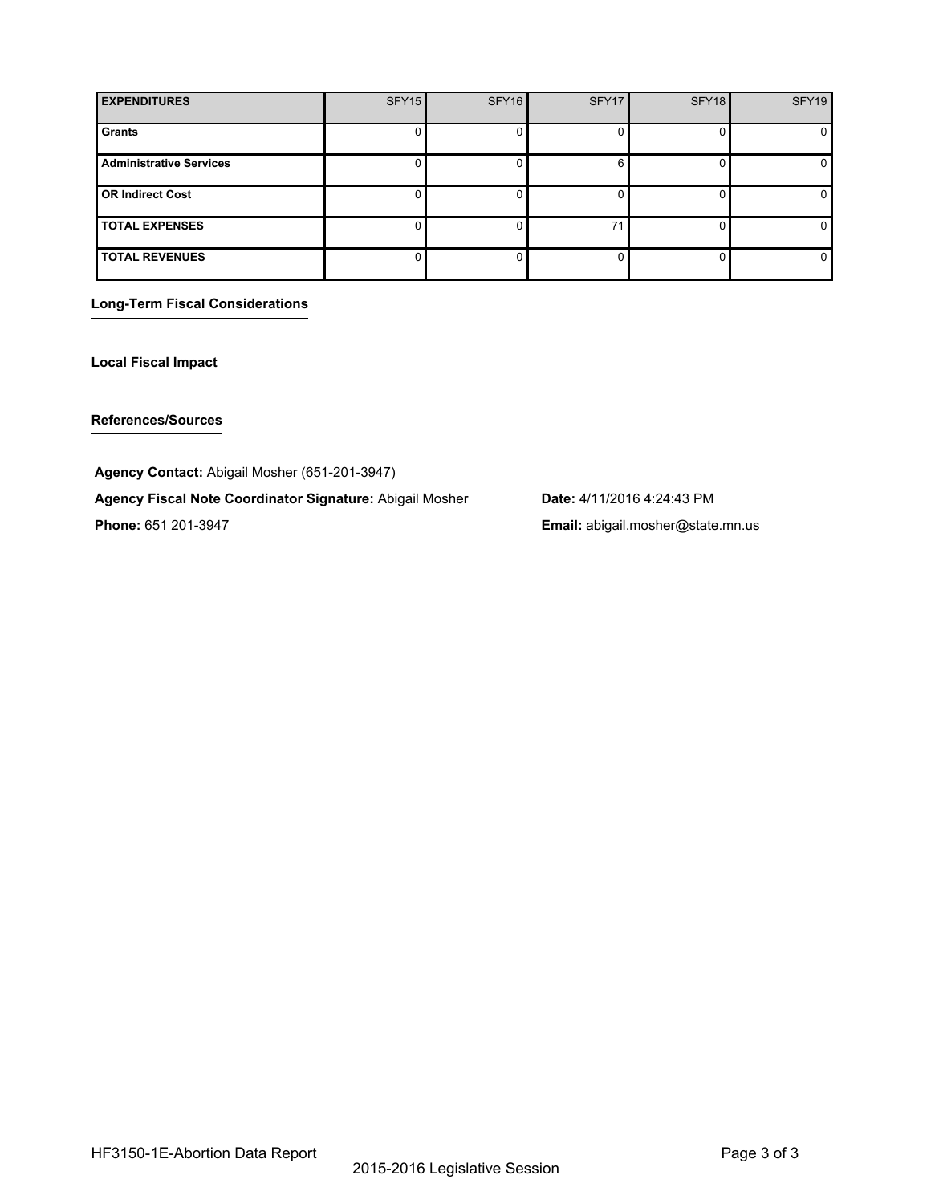| EXPENDITURES | SFY15 | SFY16 | SFY17 | SFY18 | SFY19 |
|---|---|---|---|---|---|
| Grants | 0 | 0 | 0 | 0 | 0 |
| Administrative Services | 0 | 0 | 6 | 0 | 0 |
| OR Indirect Cost | 0 | 0 | 0 | 0 | 0 |
| TOTAL EXPENSES | 0 | 0 | 71 | 0 | 0 |
| TOTAL REVENUES | 0 | 0 | 0 | 0 | 0 |

**Long-Term Fiscal Considerations**

**Local Fiscal Impact**

**References/Sources**

**Agency Contact:** Abigail Mosher (651-201-3947)

**Agency Fiscal Note Coordinator Signature:** Abigail Mosher

**Date:** 4/11/2016 4:24:43 PM

**Phone:** 651 201-3947

**Email:** abigail.mosher@state.mn.us